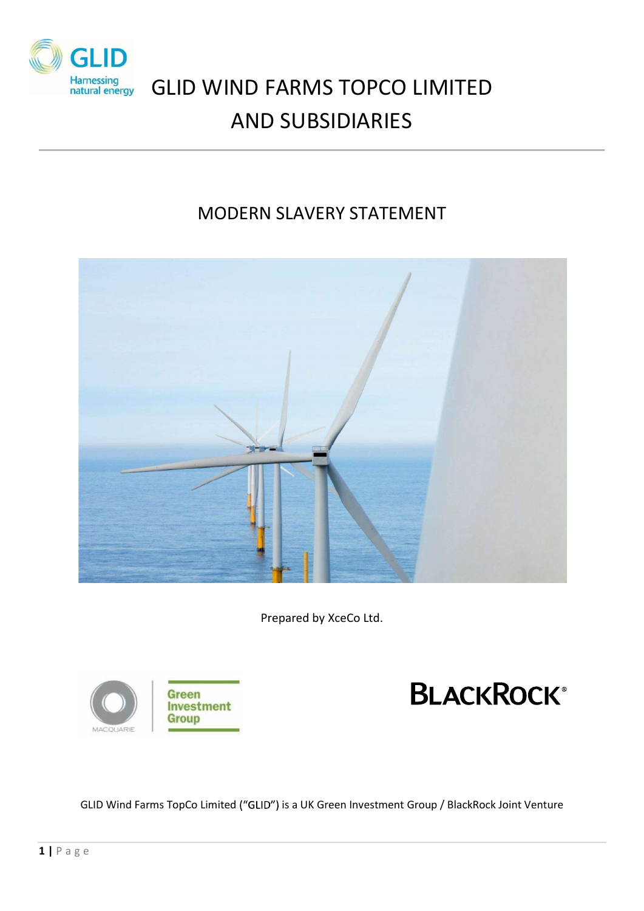# GLID WIND FARMS TOPCO LIMITED AND SUBSIDIARIES

## MODERN SLAVERY STATEMENT

Prepared by XceCo Ltd.

GLID Wind Farms TopCo Limited ("GLID") is a UK Green Investment Group / BlackRock Joint Venture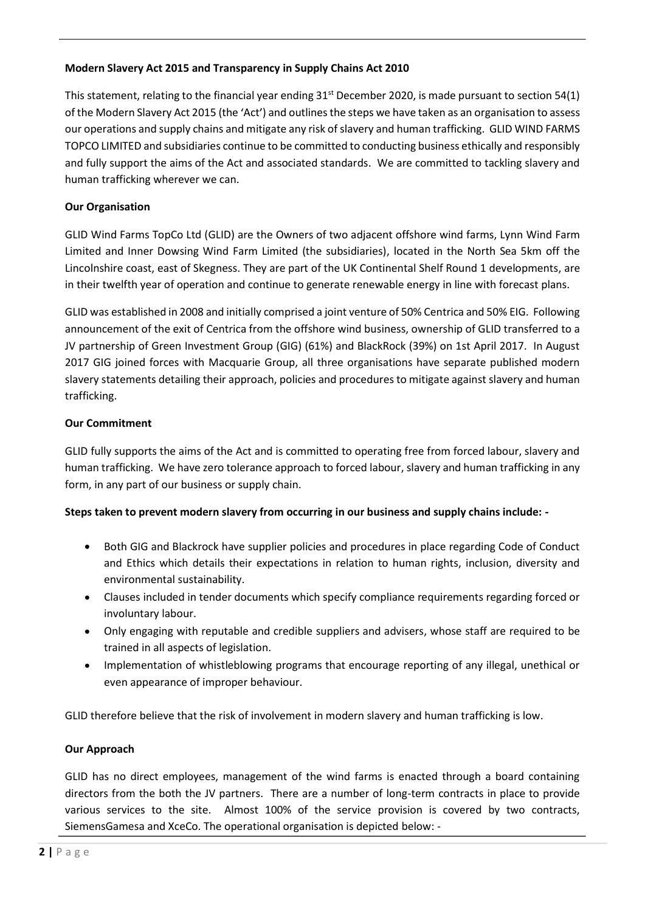**Modern Slavery Act 2015 and Transparency in Supply Chains Act 2010**

This statement, relating to the financial year ending 31st December 2020, is made pursuant to section 54(1) of the Modern Slavery Act 2015 (the 'Act') and outlines the steps we have taken as an organisation to assess our operations and supply chains and mitigate any risk of slavery and human trafficking. GLID WIND FARMS TOPCO LIMITED and subsidiaries continue to be committed to conducting business ethically and responsibly and fully support the aims of the Act and associated standards. We are committed to tackling slavery and human trafficking wherever we can.

**Our Organisation**

GLID Wind Farms TopCo Ltd (GLID) are the Owners of two adjacent offshore wind farms, Lynn Wind Farm Limited and Inner Dowsing Wind Farm Limited (the subsidiaries), located in the North Sea 5km off the Lincolnshire coast, east of Skegness. They are part of the UK Continental Shelf Round 1 developments, are in their twelfth year of operation and continue to generate renewable energy in line with forecast plans.

GLID was established in 2008 and initially comprised a joint venture of 50% Centrica and 50% EIG. Following announcement of the exit of Centrica from the offshore wind business, ownership of GLID transferred to a JV partnership of Green Investment Group (GIG) (61%) and BlackRock (39%) on 1st April 2017. In August 2017 GIG joined forces with Macquarie Group, all three organisations have separate published modern slavery statements detailing their approach, policies and procedures to mitigate against slavery and human trafficking.

**Our Commitment**

GLID fully supports the aims of the Act and is committed to operating free from forced labour, slavery and human trafficking. We have zero tolerance approach to forced labour, slavery and human trafficking in any form, in any part of our business or supply chain.

**Steps taken to prevent modern slavery from occurring in our business and supply chains include: -**

- Both GIG and Blackrock have supplier policies and procedures in place regarding Code of Conduct and Ethics which details their expectations in relation to human rights, inclusion, diversity and environmental sustainability.
- Clauses included in tender documents which specify compliance requirements regarding forced or involuntary labour.
- Only engaging with reputable and credible suppliers and advisers, whose staff are required to be trained in all aspects of legislation.
- Implementation of whistleblowing programs that encourage reporting of any illegal, unethical or even appearance of improper behaviour.

GLID therefore believe that the risk of involvement in modern slavery and human trafficking is low.

**Our Approach**

GLID has no direct employees, management of the wind farms is enacted through a board containing directors from the both the JV partners. There are a number of long-term contracts in place to provide various services to the site. Almost 100% of the service provision is covered by two contracts, SiemensGamesa and XceCo. The operational organisation is depicted below: -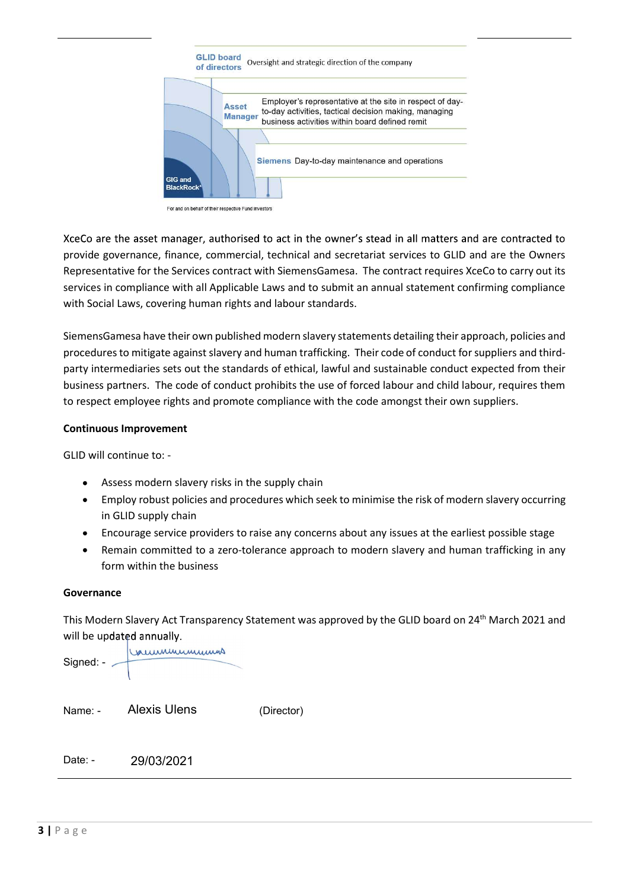GLID board of directors Oversight and strategic direction of the company

Asset Manager Employer's representative at the site in respect of day-to-day activities, tactical decision making, managing business activities within board defined remit

Siemens Day-to-day maintenance and operations

GIG and BlackRock*

For and on behalf of their respective Fund investors

XceCo are the asset manager, authorised to act in the owner's stead in all matters and are contracted to provide governance, finance, commercial, technical and secretariat services to GLID and are the Owners Representative for the Services contract with SiemensGamesa. The contract requires XceCo to carry out its services in compliance with all Applicable Laws and to submit an annual statement confirming compliance with Social Laws, covering human rights and labour standards.

SiemensGamesa have their own published modern slavery statements detailing their approach, policies and procedures to mitigate against slavery and human trafficking. Their code of conduct for suppliers and third-party intermediaries sets out the standards of ethical, lawful and sustainable conduct expected from their business partners. The code of conduct prohibits the use of forced labour and child labour, requires them to respect employee rights and promote compliance with the code amongst their own suppliers.

**Continuous Improvement**

GLID will continue to: -

- Assess modern slavery risks in the supply chain
- Employ robust policies and procedures which seek to minimise the risk of modern slavery occurring in GLID supply chain
- Encourage service providers to raise any concerns about any issues at the earliest possible stage
- Remain committed to a zero-tolerance approach to modern slavery and human trafficking in any form within the business

**Governance**

This Modern Slavery Act Transparency Statement was approved by the GLID board on 24th March 2021 and will be updated annually.

Signed: -

Name: - Alexis Ulens (Director)

Date: - 29/03/2021